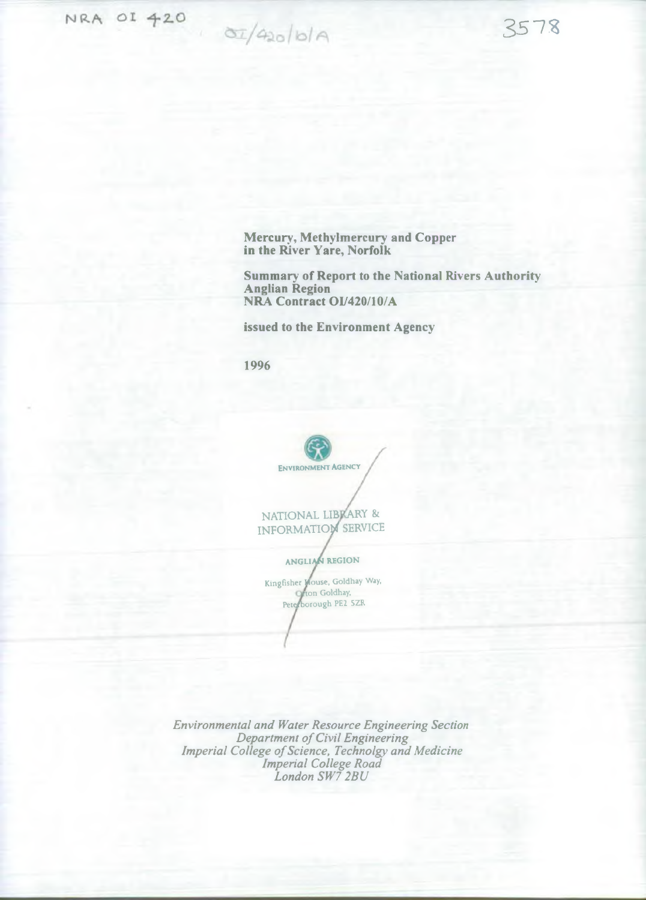NRA OI 420

OI/420/10/A

3578

**Mercury, Methylmercury and Copper in the River Yare, Norfolk**

**Summary of Report to the National Rivers Authority Anglian Region NRA Contract OI/420/10/A**

**issued to the Environment Agency**

**1996**

ENVIRONMENT AGENCY

NATIONAL LIBRARY & INFORMATION SERVICE

ANGLIAN REGION

Kingfisher House, Goldhay Way, Orton Goldhay, Peterborough PE2 5ZR

*Environmental and Water Resource Engineering Section*
*Department of Civil Engineering*
*Imperial College of Science, Technolgy and Medicine*
*Imperial College Road*
*London SW7 2BU*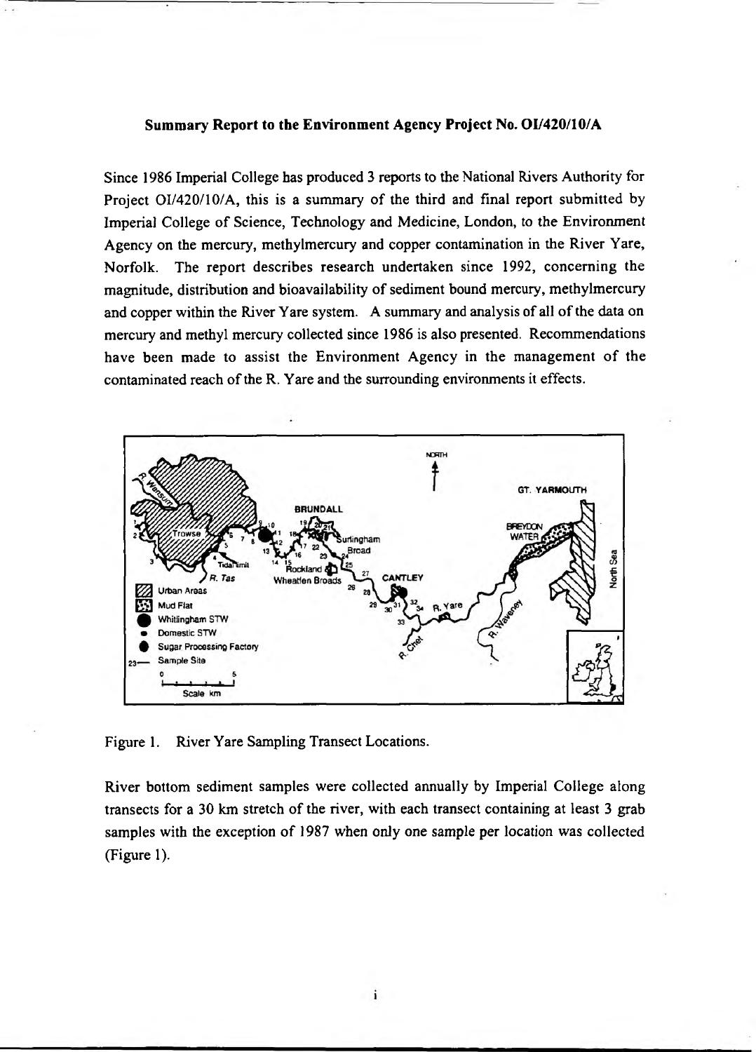**Summary Report to the Environment Agency Project No. OI/420/10/A**

Since 1986 Imperial College has produced 3 reports to the National Rivers Authority for Project OI/420/10/A, this is a summary of the third and final report submitted by Imperial College of Science, Technology and Medicine, London, to the Environment Agency on the mercury, methylmercury and copper contamination in the River Yare, Norfolk. The report describes research undertaken since 1992, concerning the magnitude, distribution and bioavailability of sediment bound mercury, methylmercury and copper within the River Yare system. A summary and analysis of all of the data on mercury and methyl mercury collected since 1986 is also presented. Recommendations have been made to assist the Environment Agency in the management of the contaminated reach of the R. Yare and the surrounding environments it effects.

Figure 1. River Yare Sampling Transect Locations.

River bottom sediment samples were collected annually by Imperial College along transects for a 30 km stretch of the river, with each transect containing at least 3 grab samples with the exception of 1987 when only one sample per location was collected (Figure 1).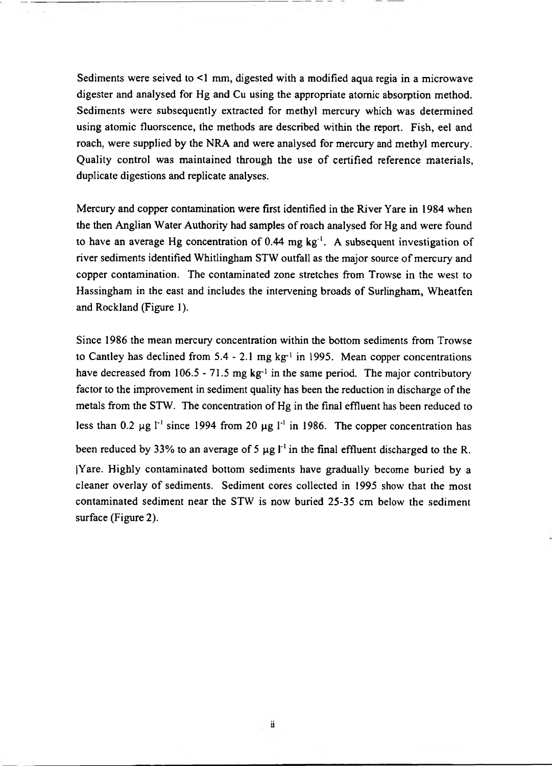Sediments were seived to <1 mm, digested with a modified aqua regia in a microwave digester and analysed for Hg and Cu using the appropriate atomic absorption method. Sediments were subsequently extracted for methyl mercury which was determined using atomic fluorscence, the methods are described within the report. Fish, eel and roach, were supplied by the NRA and were analysed for mercury and methyl mercury. Quality control was maintained through the use of certified reference materials, duplicate digestions and replicate analyses.

Mercury and copper contamination were first identified in the River Yare in 1984 when the then Anglian Water Authority had samples of roach analysed for Hg and were found to have an average Hg concentration of 0.44 mg $kg^{-1}$. A subsequent investigation of river sediments identified Whitlingham STW outfall as the major source of mercury and copper contamination. The contaminated zone stretches from Trowse in the west to Hassingham in the east and includes the intervening broads of Surlingham, Wheatfen and Rockland (Figure 1).

Since 1986 the mean mercury concentration within the bottom sediments from Trowse to Cantley has declined from 5.4 - 2.1 mg $kg^{-1}$ in 1995. Mean copper concentrations have decreased from 106.5 - 71.5 mg $kg^{-1}$ in the same period. The major contributory factor to the improvement in sediment quality has been the reduction in discharge of the metals from the STW. The concentration of Hg in the final effluent has been reduced to less than 0.2 μg $l^{-1}$ since 1994 from 20 μg $l^{-1}$ in 1986. The copper concentration has been reduced by 33% to an average of 5 μg $l^{-1}$ in the final effluent discharged to the R. Yare. Highly contaminated bottom sediments have gradually become buried by a cleaner overlay of sediments. Sediment cores collected in 1995 show that the most contaminated sediment near the STW is now buried 25-35 cm below the sediment surface (Figure 2).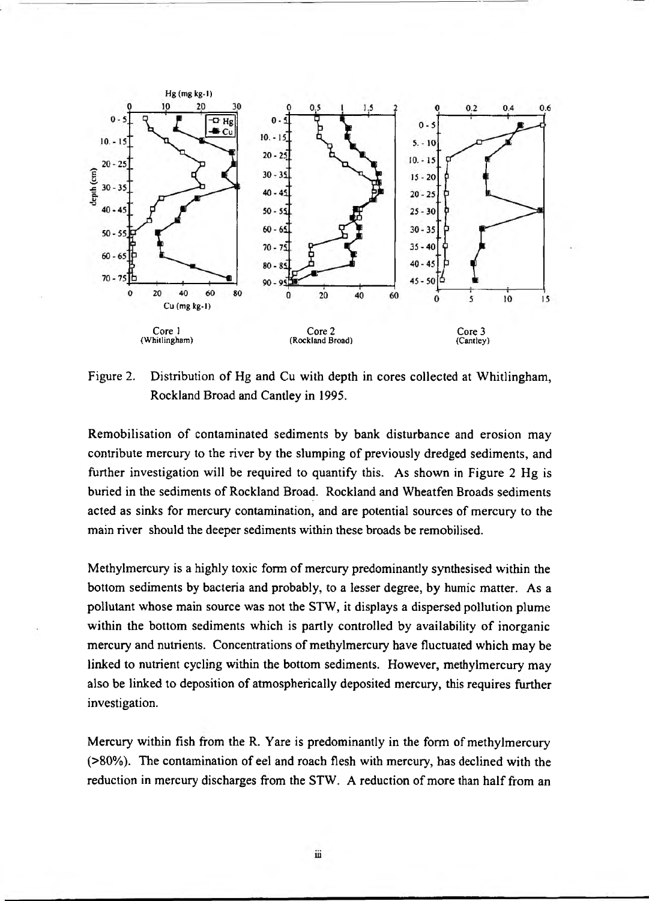Figure 2. Distribution of Hg and Cu with depth in cores collected at Whitlingham, Rockland Broad and Cantley in 1995.

Remobilisation of contaminated sediments by bank disturbance and erosion may contribute mercury to the river by the slumping of previously dredged sediments, and further investigation will be required to quantify this. As shown in Figure 2 Hg is buried in the sediments of Rockland Broad. Rockland and Wheatfen Broads sediments acted as sinks for mercury contamination, and are potential sources of mercury to the main river should the deeper sediments within these broads be remobilised.

Methylmercury is a highly toxic form of mercury predominantly synthesised within the bottom sediments by bacteria and probably, to a lesser degree, by humic matter. As a pollutant whose main source was not the STW, it displays a dispersed pollution plume within the bottom sediments which is partly controlled by availability of inorganic mercury and nutrients. Concentrations of methylmercury have fluctuated which may be linked to nutrient cycling within the bottom sediments. However, methylmercury may also be linked to deposition of atmospherically deposited mercury, this requires further investigation.

Mercury within fish from the R. Yare is predominantly in the form of methylmercury (>80%). The contamination of eel and roach flesh with mercury, has declined with the reduction in mercury discharges from the STW. A reduction of more than half from an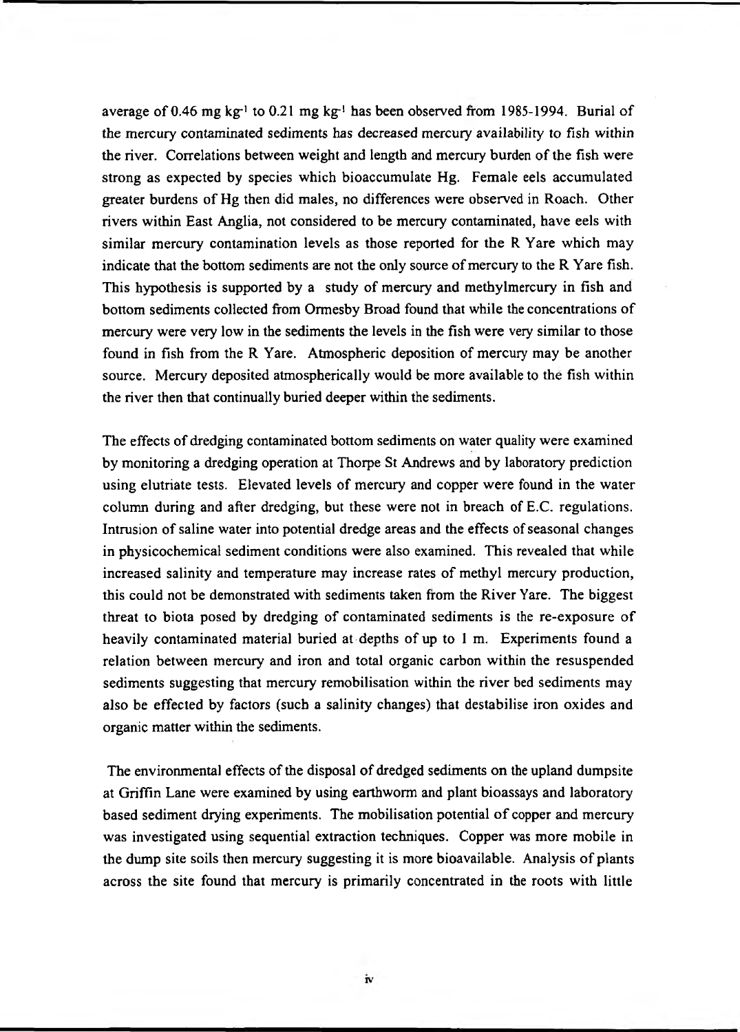average of 0.46 mg $kg^{-1}$ to 0.21 mg $kg^{-1}$ has been observed from 1985-1994. Burial of the mercury contaminated sediments has decreased mercury availability to fish within the river. Correlations between weight and length and mercury burden of the fish were strong as expected by species which bioaccumulate Hg. Female eels accumulated greater burdens of Hg then did males, no differences were observed in Roach. Other rivers within East Anglia, not considered to be mercury contaminated, have eels with similar mercury contamination levels as those reported for the R Yare which may indicate that the bottom sediments are not the only source of mercury to the R Yare fish. This hypothesis is supported by a study of mercury and methylmercury in fish and bottom sediments collected from Ormesby Broad found that while the concentrations of mercury were very low in the sediments the levels in the fish were very similar to those found in fish from the R Yare. Atmospheric deposition of mercury may be another source. Mercury deposited atmospherically would be more available to the fish within the river then that continually buried deeper within the sediments.

The effects of dredging contaminated bottom sediments on water quality were examined by monitoring a dredging operation at Thorpe St Andrews and by laboratory prediction using elutriate tests. Elevated levels of mercury and copper were found in the water column during and after dredging, but these were not in breach of E.C. regulations. Intrusion of saline water into potential dredge areas and the effects of seasonal changes in physicochemical sediment conditions were also examined. This revealed that while increased salinity and temperature may increase rates of methyl mercury production, this could not be demonstrated with sediments taken from the River Yare. The biggest threat to biota posed by dredging of contaminated sediments is the re-exposure of heavily contaminated material buried at depths of up to 1 m. Experiments found a relation between mercury and iron and total organic carbon within the resuspended sediments suggesting that mercury remobilisation within the river bed sediments may also be effected by factors (such a salinity changes) that destabilise iron oxides and organic matter within the sediments.

The environmental effects of the disposal of dredged sediments on the upland dumpsite at Griffin Lane were examined by using earthworm and plant bioassays and laboratory based sediment drying experiments. The mobilisation potential of copper and mercury was investigated using sequential extraction techniques. Copper was more mobile in the dump site soils then mercury suggesting it is more bioavailable. Analysis of plants across the site found that mercury is primarily concentrated in the roots with little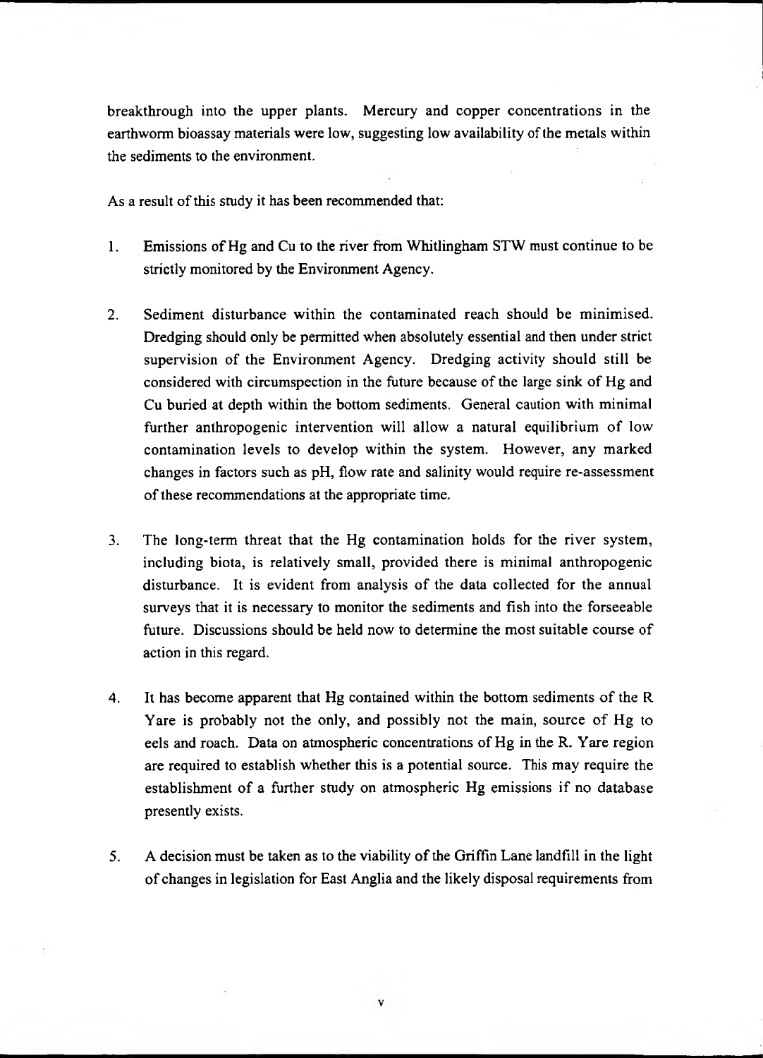breakthrough into the upper plants. Mercury and copper concentrations in the earthworm bioassay materials were low, suggesting low availability of the metals within the sediments to the environment.

As a result of this study it has been recommended that:

1. Emissions of Hg and Cu to the river from Whitlingham STW must continue to be strictly monitored by the Environment Agency.

2. Sediment disturbance within the contaminated reach should be minimised. Dredging should only be permitted when absolutely essential and then under strict supervision of the Environment Agency. Dredging activity should still be considered with circumspection in the future because of the large sink of Hg and Cu buried at depth within the bottom sediments. General caution with minimal further anthropogenic intervention will allow a natural equilibrium of low contamination levels to develop within the system. However, any marked changes in factors such as pH, flow rate and salinity would require re-assessment of these recommendations at the appropriate time.

3. The long-term threat that the Hg contamination holds for the river system, including biota, is relatively small, provided there is minimal anthropogenic disturbance. It is evident from analysis of the data collected for the annual surveys that it is necessary to monitor the sediments and fish into the forseeable future. Discussions should be held now to determine the most suitable course of action in this regard.

4. It has become apparent that Hg contained within the bottom sediments of the R Yare is probably not the only, and possibly not the main, source of Hg to eels and roach. Data on atmospheric concentrations of Hg in the R. Yare region are required to establish whether this is a potential source. This may require the establishment of a further study on atmospheric Hg emissions if no database presently exists.

5. A decision must be taken as to the viability of the Griffin Lane landfill in the light of changes in legislation for East Anglia and the likely disposal requirements from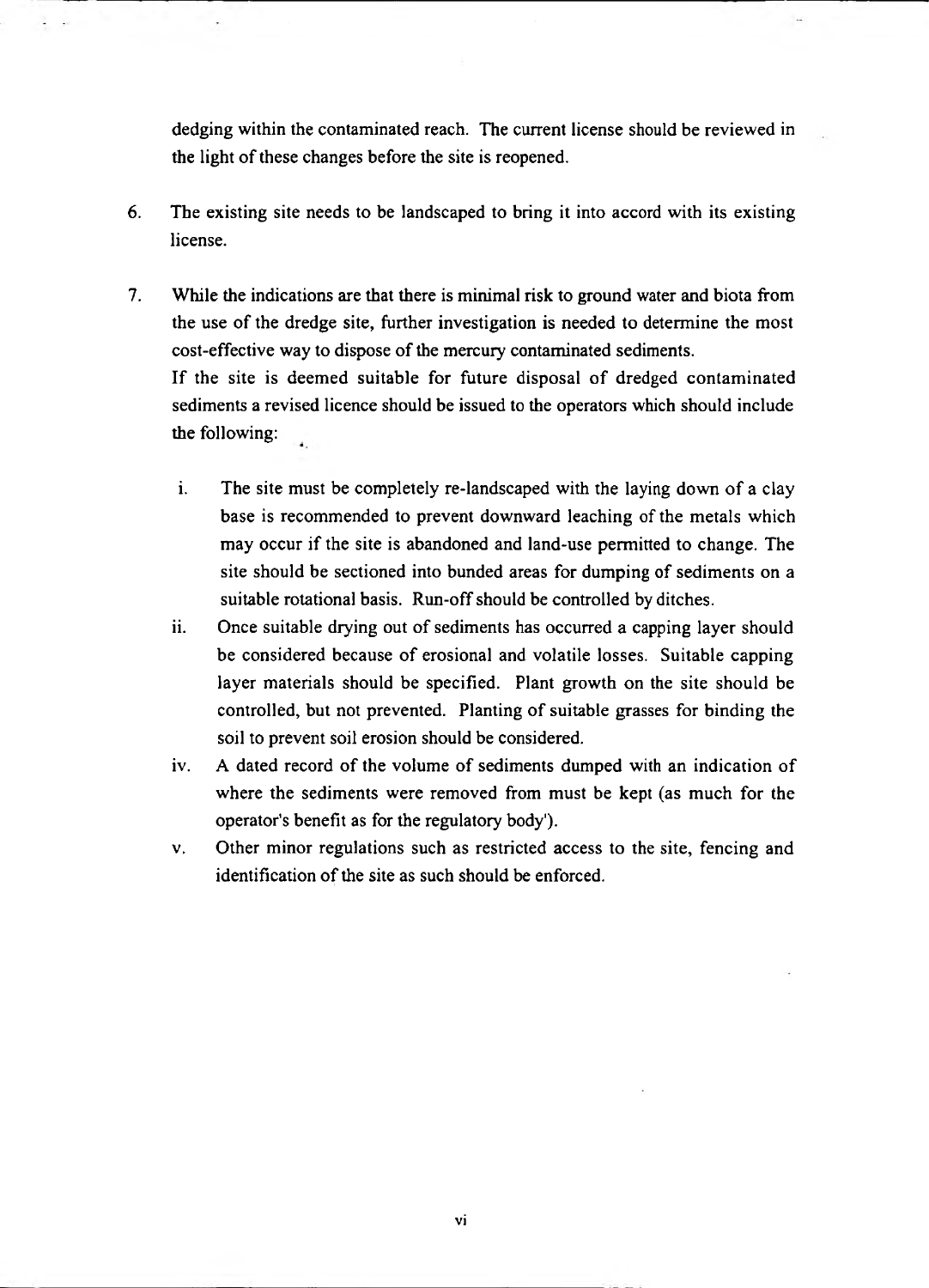dedging within the contaminated reach. The current license should be reviewed in the light of these changes before the site is reopened.

6. The existing site needs to be landscaped to bring it into accord with its existing license.

7. While the indications are that there is minimal risk to ground water and biota from the use of the dredge site, further investigation is needed to determine the most cost-effective way to dispose of the mercury contaminated sediments.
   If the site is deemed suitable for future disposal of dredged contaminated sediments a revised licence should be issued to the operators which should include the following:

   i. The site must be completely re-landscaped with the laying down of a clay base is recommended to prevent downward leaching of the metals which may occur if the site is abandoned and land-use permitted to change. The site should be sectioned into bunded areas for dumping of sediments on a suitable rotational basis. Run-off should be controlled by ditches.
   ii. Once suitable drying out of sediments has occurred a capping layer should be considered because of erosional and volatile losses. Suitable capping layer materials should be specified. Plant growth on the site should be controlled, but not prevented. Planting of suitable grasses for binding the soil to prevent soil erosion should be considered.
   iv. A dated record of the volume of sediments dumped with an indication of where the sediments were removed from must be kept (as much for the operator's benefit as for the regulatory body').
   v. Other minor regulations such as restricted access to the site, fencing and identification of the site as such should be enforced.